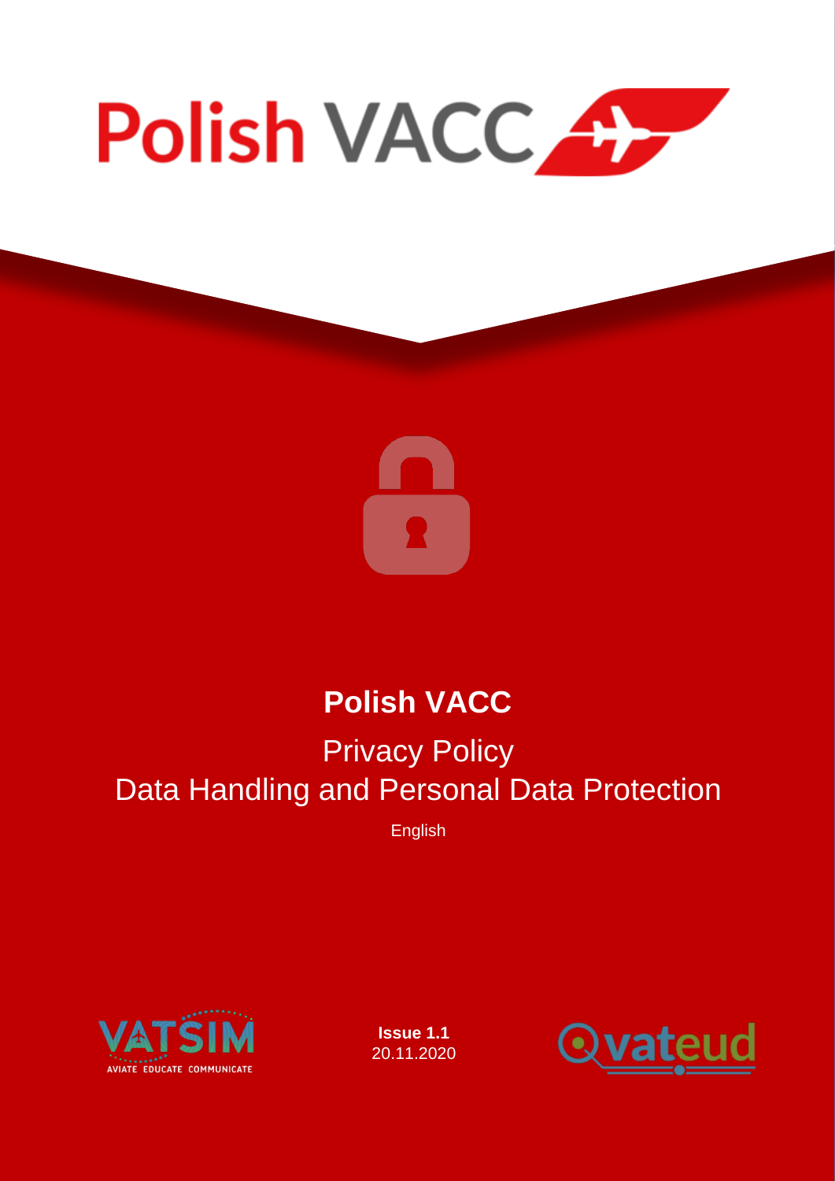# Polish VACC

## Privacy Policy
## Data Handling and Personal Data Protection

English

**Issue 1.1**
20.11.2020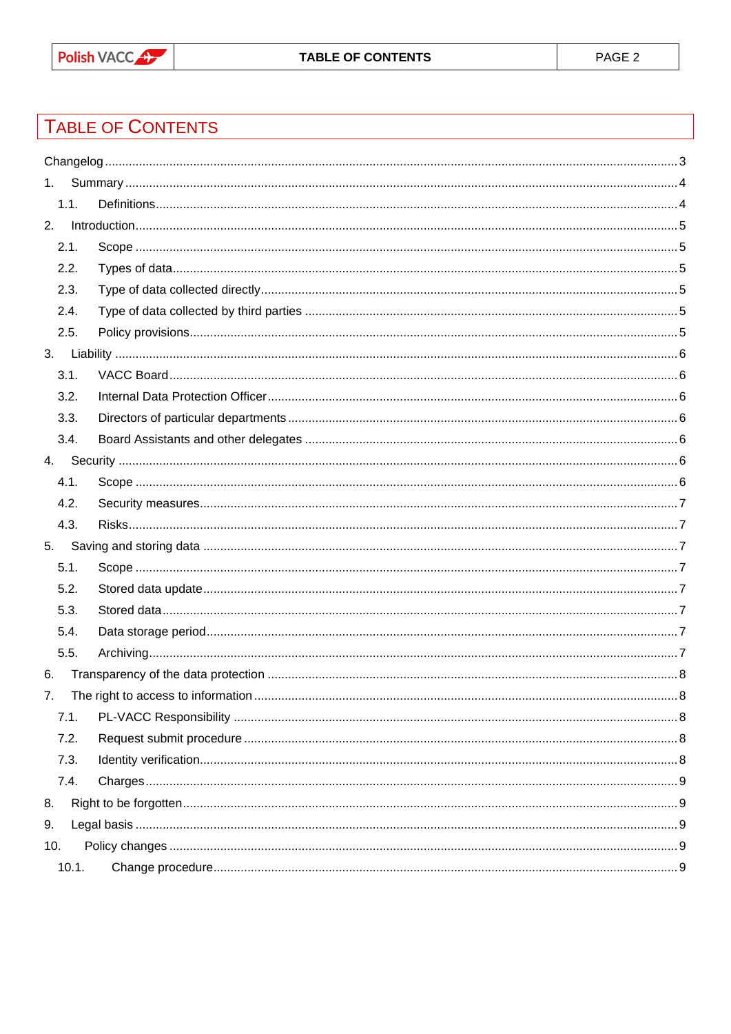# Table of Contents

Changelog ..... 3

1. Summary ..... 4
   - 1.1. Definitions ..... 4
2. Introduction ..... 5
   - 2.1. Scope ..... 5
   - 2.2. Types of data ..... 5
   - 2.3. Type of data collected directly ..... 5
   - 2.4. Type of data collected by third parties ..... 5
   - 2.5. Policy provisions ..... 5
3. Liability ..... 6
   - 3.1. VACC Board ..... 6
   - 3.2. Internal Data Protection Officer ..... 6
   - 3.3. Directors of particular departments ..... 6
   - 3.4. Board Assistants and other delegates ..... 6
4. Security ..... 6
   - 4.1. Scope ..... 6
   - 4.2. Security measures ..... 7
   - 4.3. Risks ..... 7
5. Saving and storing data ..... 7
   - 5.1. Scope ..... 7
   - 5.2. Stored data update ..... 7
   - 5.3. Stored data ..... 7
   - 5.4. Data storage period ..... 7
   - 5.5. Archiving ..... 7
6. Transparency of the data protection ..... 8
7. The right to access to information ..... 8
   - 7.1. PL-VACC Responsibility ..... 8
   - 7.2. Request submit procedure ..... 8
   - 7.3. Identity verification ..... 8
   - 7.4. Charges ..... 9
8. Right to be forgotten ..... 9
9. Legal basis ..... 9
10. Policy changes ..... 9
    - 10.1. Change procedure ..... 9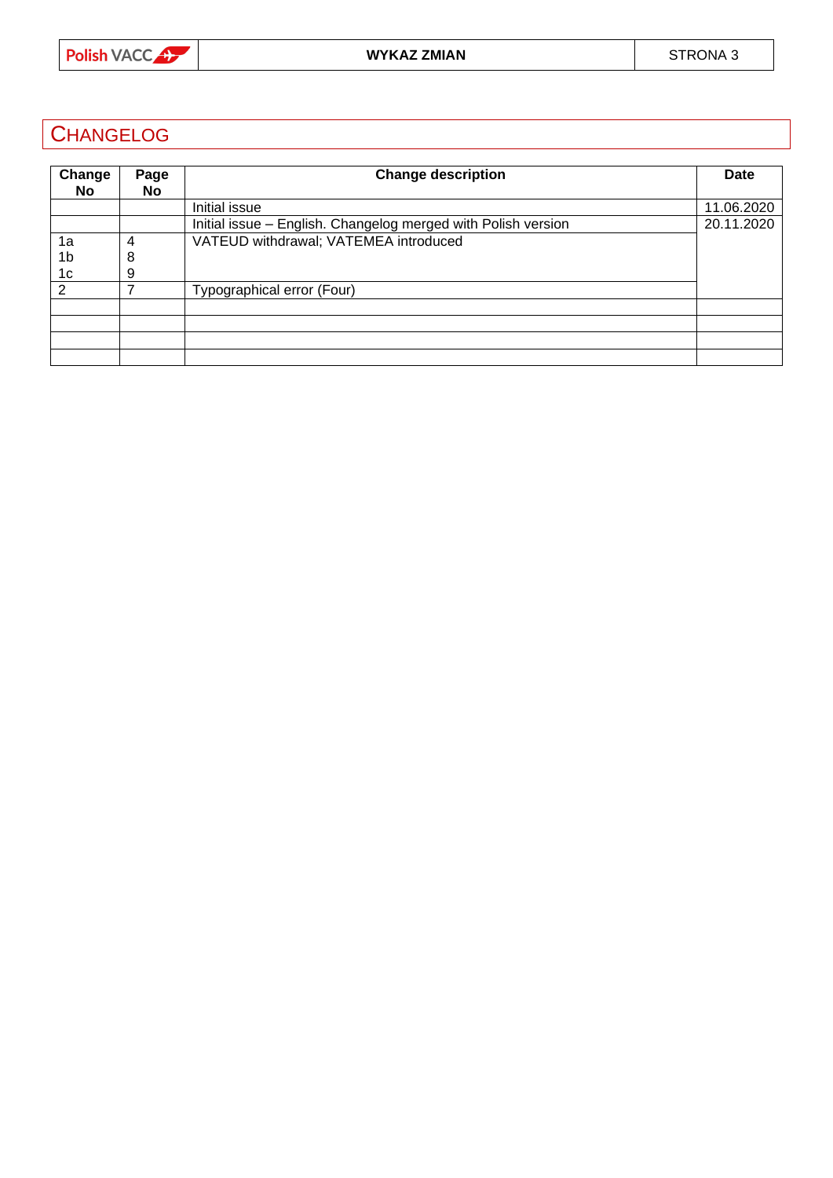# CHANGELOG

| Change No | Page No | Change description | Date |
|---|---|---|---|
| | | Initial issue | 11.06.2020 |
| | | Initial issue – English. Changelog merged with Polish version | 20.11.2020 |
| 1a<br>1b<br>1c | 4<br>8<br>9 | VATEUD withdrawal; VATEMEA introduced | |
| 2 | 7 | Typographical error (Four) | |
| | | | |
| | | | |
| | | | |
| | | | |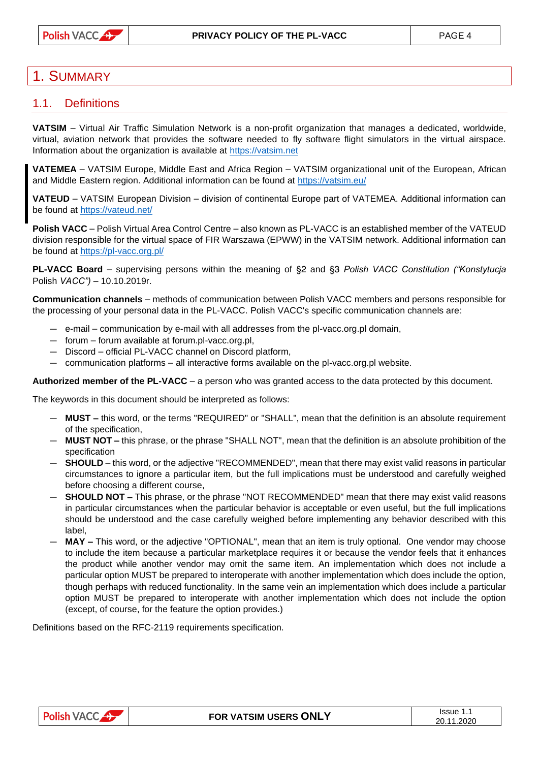# 1. Summary

## 1.1. Definitions

**VATSIM** – Virtual Air Traffic Simulation Network is a non-profit organization that manages a dedicated, worldwide, virtual, aviation network that provides the software needed to fly software flight simulators in the virtual airspace. Information about the organization is available at https://vatsim.net

**VATEMEA** – VATSIM Europe, Middle East and Africa Region – VATSIM organizational unit of the European, African and Middle Eastern region. Additional information can be found at https://vatsim.eu/

**VATEUD** – VATSIM European Division – division of continental Europe part of VATEMEA. Additional information can be found at https://vateud.net/

**Polish VACC** – Polish Virtual Area Control Centre – also known as PL-VACC is an established member of the VATEUD division responsible for the virtual space of FIR Warszawa (EPWW) in the VATSIM network. Additional information can be found at https://pl-vacc.org.pl/

**PL-VACC Board** – supervising persons within the meaning of §2 and §3 *Polish VACC Constitution ("Konstytucja* Polish *VACC")* – 10.10.2019r.

**Communication channels** – methods of communication between Polish VACC members and persons responsible for the processing of your personal data in the PL-VACC. Polish VACC's specific communication channels are:

- e-mail – communication by e-mail with all addresses from the pl-vacc.org.pl domain,
- forum – forum available at forum.pl-vacc.org.pl,
- Discord – official PL-VACC channel on Discord platform,
- communication platforms – all interactive forms available on the pl-vacc.org.pl website.

**Authorized member of the PL-VACC** – a person who was granted access to the data protected by this document.

The keywords in this document should be interpreted as follows:

- **MUST –** this word, or the terms "REQUIRED" or "SHALL", mean that the definition is an absolute requirement of the specification,
- **MUST NOT –** this phrase, or the phrase "SHALL NOT", mean that the definition is an absolute prohibition of the specification
- **SHOULD** – this word, or the adjective "RECOMMENDED", mean that there may exist valid reasons in particular circumstances to ignore a particular item, but the full implications must be understood and carefully weighed before choosing a different course,
- **SHOULD NOT –** This phrase, or the phrase "NOT RECOMMENDED" mean that there may exist valid reasons in particular circumstances when the particular behavior is acceptable or even useful, but the full implications should be understood and the case carefully weighed before implementing any behavior described with this label,
- **MAY –** This word, or the adjective "OPTIONAL", mean that an item is truly optional. One vendor may choose to include the item because a particular marketplace requires it or because the vendor feels that it enhances the product while another vendor may omit the same item. An implementation which does not include a particular option MUST be prepared to interoperate with another implementation which does include the option, though perhaps with reduced functionality. In the same vein an implementation which does include a particular option MUST be prepared to interoperate with another implementation which does not include the option (except, of course, for the feature the option provides.)

Definitions based on the RFC-2119 requirements specification.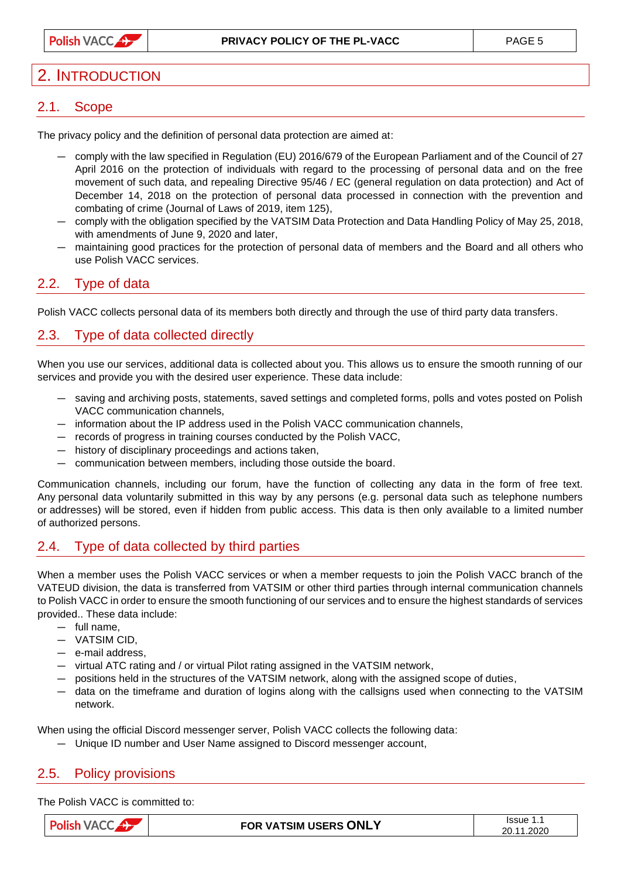# 2. Introduction

## 2.1. Scope

The privacy policy and the definition of personal data protection are aimed at:

- comply with the law specified in Regulation (EU) 2016/679 of the European Parliament and of the Council of 27 April 2016 on the protection of individuals with regard to the processing of personal data and on the free movement of such data, and repealing Directive 95/46 / EC (general regulation on data protection) and Act of December 14, 2018 on the protection of personal data processed in connection with the prevention and combating of crime (Journal of Laws of 2019, item 125),
- comply with the obligation specified by the VATSIM Data Protection and Data Handling Policy of May 25, 2018, with amendments of June 9, 2020 and later,
- maintaining good practices for the protection of personal data of members and the Board and all others who use Polish VACC services.

## 2.2. Type of data

Polish VACC collects personal data of its members both directly and through the use of third party data transfers.

## 2.3. Type of data collected directly

When you use our services, additional data is collected about you. This allows us to ensure the smooth running of our services and provide you with the desired user experience. These data include:

- saving and archiving posts, statements, saved settings and completed forms, polls and votes posted on Polish VACC communication channels,
- information about the IP address used in the Polish VACC communication channels,
- records of progress in training courses conducted by the Polish VACC,
- history of disciplinary proceedings and actions taken,
- communication between members, including those outside the board.

Communication channels, including our forum, have the function of collecting any data in the form of free text. Any personal data voluntarily submitted in this way by any persons (e.g. personal data such as telephone numbers or addresses) will be stored, even if hidden from public access. This data is then only available to a limited number of authorized persons.

## 2.4. Type of data collected by third parties

When a member uses the Polish VACC services or when a member requests to join the Polish VACC branch of the VATEUD division, the data is transferred from VATSIM or other third parties through internal communication channels to Polish VACC in order to ensure the smooth functioning of our services and to ensure the highest standards of services provided.. These data include:

- full name,
- VATSIM CID,
- e-mail address,
- virtual ATC rating and / or virtual Pilot rating assigned in the VATSIM network,
- positions held in the structures of the VATSIM network, along with the assigned scope of duties,
- data on the timeframe and duration of logins along with the callsigns used when connecting to the VATSIM network.

When using the official Discord messenger server, Polish VACC collects the following data:

- Unique ID number and User Name assigned to Discord messenger account,

## 2.5. Policy provisions

The Polish VACC is committed to: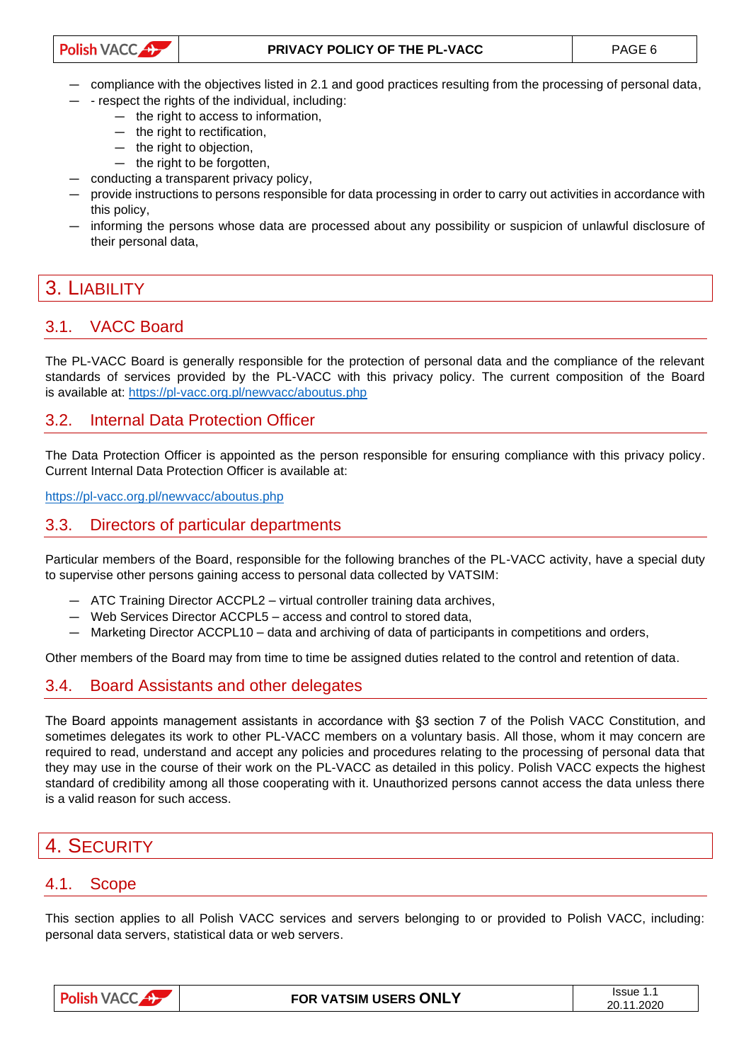- compliance with the objectives listed in 2.1 and good practices resulting from the processing of personal data,
- - respect the rights of the individual, including:
  - the right to access to information,
  - the right to rectification,
  - the right to objection,
  - the right to be forgotten,
- conducting a transparent privacy policy,
- provide instructions to persons responsible for data processing in order to carry out activities in accordance with this policy,
- informing the persons whose data are processed about any possibility or suspicion of unlawful disclosure of their personal data,

# 3. Liability

## 3.1. VACC Board

The PL-VACC Board is generally responsible for the protection of personal data and the compliance of the relevant standards of services provided by the PL-VACC with this privacy policy. The current composition of the Board is available at: https://pl-vacc.org.pl/newvacc/aboutus.php

## 3.2. Internal Data Protection Officer

The Data Protection Officer is appointed as the person responsible for ensuring compliance with this privacy policy. Current Internal Data Protection Officer is available at:

https://pl-vacc.org.pl/newvacc/aboutus.php

## 3.3. Directors of particular departments

Particular members of the Board, responsible for the following branches of the PL-VACC activity, have a special duty to supervise other persons gaining access to personal data collected by VATSIM:

- ATC Training Director ACCPL2 – virtual controller training data archives,
- Web Services Director ACCPL5 – access and control to stored data,
- Marketing Director ACCPL10 – data and archiving of data of participants in competitions and orders,

Other members of the Board may from time to time be assigned duties related to the control and retention of data.

## 3.4. Board Assistants and other delegates

The Board appoints management assistants in accordance with §3 section 7 of the Polish VACC Constitution, and sometimes delegates its work to other PL-VACC members on a voluntary basis. All those, whom it may concern are required to read, understand and accept any policies and procedures relating to the processing of personal data that they may use in the course of their work on the PL-VACC as detailed in this policy. Polish VACC expects the highest standard of credibility among all those cooperating with it. Unauthorized persons cannot access the data unless there is a valid reason for such access.

# 4. Security

## 4.1. Scope

This section applies to all Polish VACC services and servers belonging to or provided to Polish VACC, including: personal data servers, statistical data or web servers.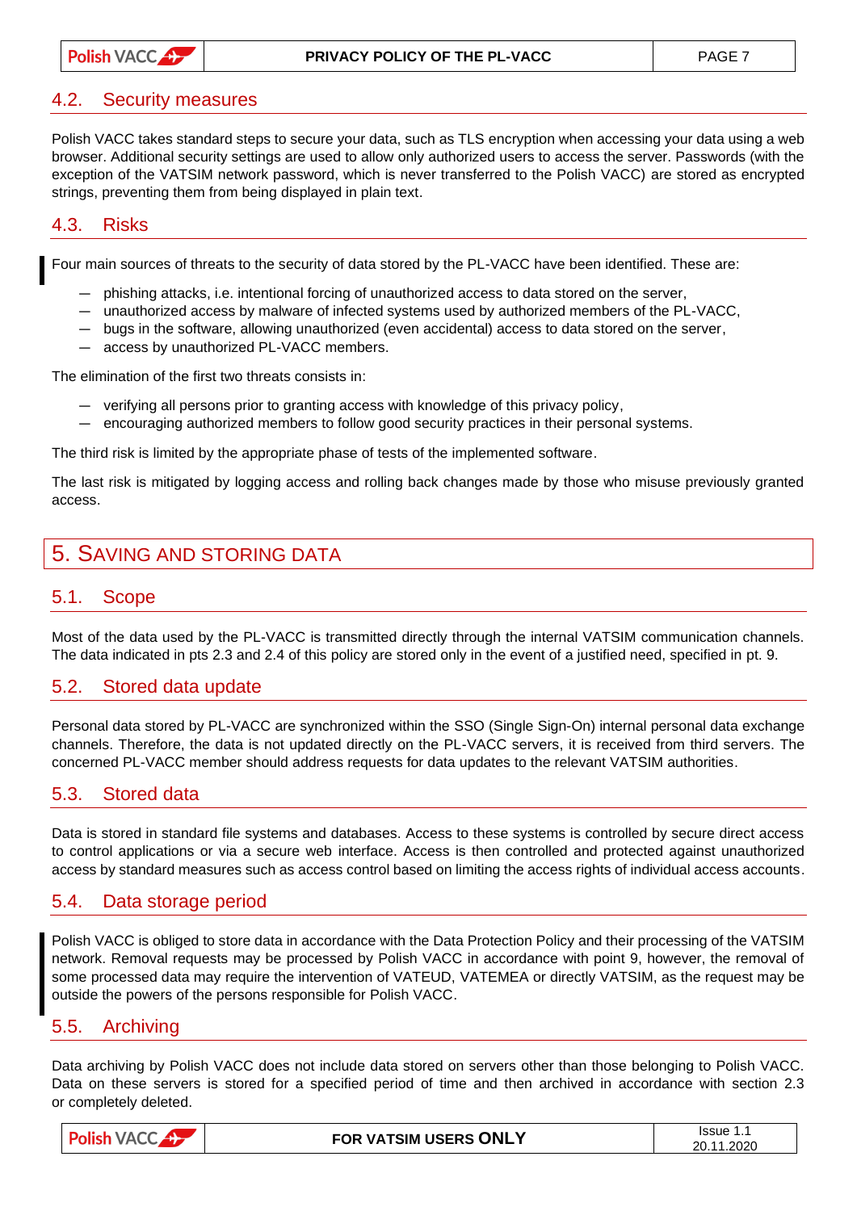## 4.2. Security measures

Polish VACC takes standard steps to secure your data, such as TLS encryption when accessing your data using a web browser. Additional security settings are used to allow only authorized users to access the server. Passwords (with the exception of the VATSIM network password, which is never transferred to the Polish VACC) are stored as encrypted strings, preventing them from being displayed in plain text.

## 4.3. Risks

Four main sources of threats to the security of data stored by the PL-VACC have been identified. These are:

- phishing attacks, i.e. intentional forcing of unauthorized access to data stored on the server,
- unauthorized access by malware of infected systems used by authorized members of the PL-VACC,
- bugs in the software, allowing unauthorized (even accidental) access to data stored on the server,
- access by unauthorized PL-VACC members.

The elimination of the first two threats consists in:

- verifying all persons prior to granting access with knowledge of this privacy policy,
- encouraging authorized members to follow good security practices in their personal systems.

The third risk is limited by the appropriate phase of tests of the implemented software.

The last risk is mitigated by logging access and rolling back changes made by those who misuse previously granted access.

# 5. Saving and storing data

## 5.1. Scope

Most of the data used by the PL-VACC is transmitted directly through the internal VATSIM communication channels. The data indicated in pts 2.3 and 2.4 of this policy are stored only in the event of a justified need, specified in pt. 9.

## 5.2. Stored data update

Personal data stored by PL-VACC are synchronized within the SSO (Single Sign-On) internal personal data exchange channels. Therefore, the data is not updated directly on the PL-VACC servers, it is received from third servers. The concerned PL-VACC member should address requests for data updates to the relevant VATSIM authorities.

## 5.3. Stored data

Data is stored in standard file systems and databases. Access to these systems is controlled by secure direct access to control applications or via a secure web interface. Access is then controlled and protected against unauthorized access by standard measures such as access control based on limiting the access rights of individual access accounts.

## 5.4. Data storage period

Polish VACC is obliged to store data in accordance with the Data Protection Policy and their processing of the VATSIM network. Removal requests may be processed by Polish VACC in accordance with point 9, however, the removal of some processed data may require the intervention of VATEUD, VATEMEA or directly VATSIM, as the request may be outside the powers of the persons responsible for Polish VACC.

## 5.5. Archiving

Data archiving by Polish VACC does not include data stored on servers other than those belonging to Polish VACC. Data on these servers is stored for a specified period of time and then archived in accordance with section 2.3 or completely deleted.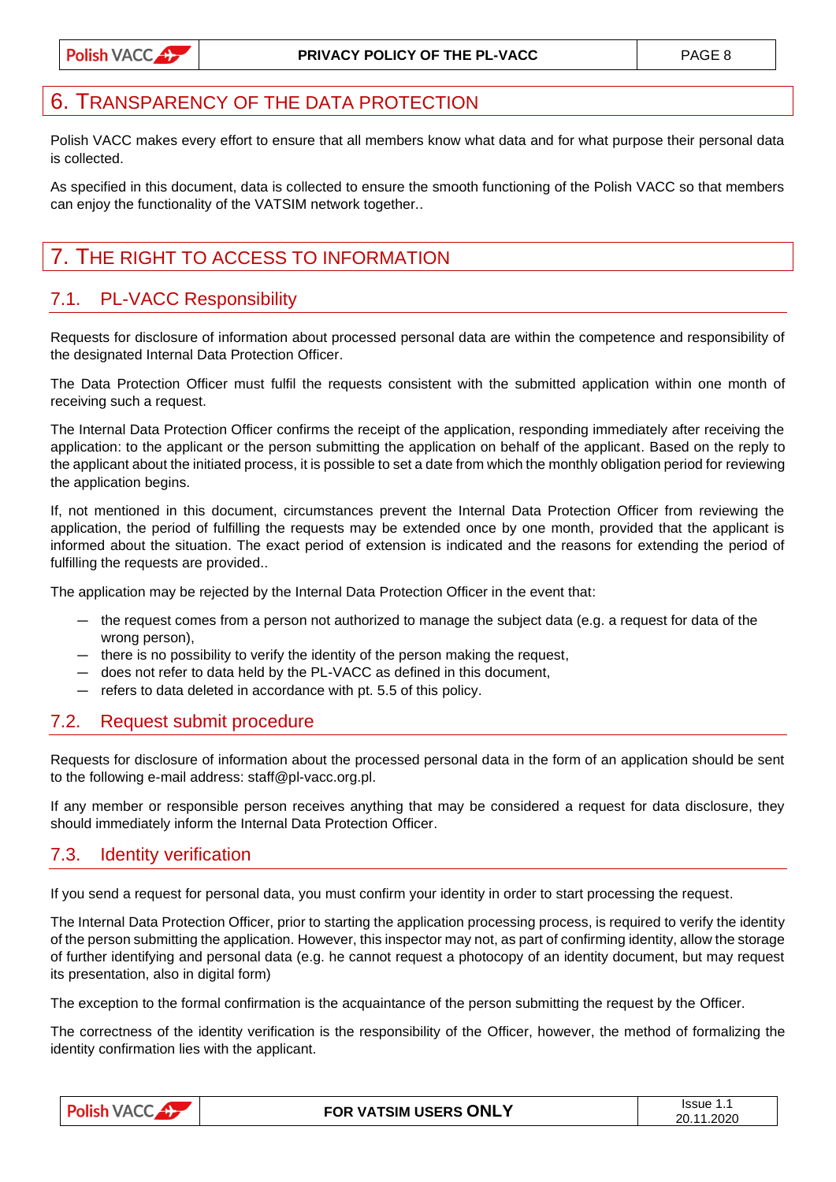# 6. Transparency of the data protection

Polish VACC makes every effort to ensure that all members know what data and for what purpose their personal data is collected.

As specified in this document, data is collected to ensure the smooth functioning of the Polish VACC so that members can enjoy the functionality of the VATSIM network together..

# 7. The right to access to information

## 7.1. PL-VACC Responsibility

Requests for disclosure of information about processed personal data are within the competence and responsibility of the designated Internal Data Protection Officer.

The Data Protection Officer must fulfil the requests consistent with the submitted application within one month of receiving such a request.

The Internal Data Protection Officer confirms the receipt of the application, responding immediately after receiving the application: to the applicant or the person submitting the application on behalf of the applicant. Based on the reply to the applicant about the initiated process, it is possible to set a date from which the monthly obligation period for reviewing the application begins.

If, not mentioned in this document, circumstances prevent the Internal Data Protection Officer from reviewing the application, the period of fulfilling the requests may be extended once by one month, provided that the applicant is informed about the situation. The exact period of extension is indicated and the reasons for extending the period of fulfilling the requests are provided..

The application may be rejected by the Internal Data Protection Officer in the event that:

- the request comes from a person not authorized to manage the subject data (e.g. a request for data of the wrong person),
- there is no possibility to verify the identity of the person making the request,
- does not refer to data held by the PL-VACC as defined in this document,
- refers to data deleted in accordance with pt. 5.5 of this policy.

## 7.2. Request submit procedure

Requests for disclosure of information about the processed personal data in the form of an application should be sent to the following e-mail address: staff@pl-vacc.org.pl.

If any member or responsible person receives anything that may be considered a request for data disclosure, they should immediately inform the Internal Data Protection Officer.

## 7.3. Identity verification

If you send a request for personal data, you must confirm your identity in order to start processing the request.

The Internal Data Protection Officer, prior to starting the application processing process, is required to verify the identity of the person submitting the application. However, this inspector may not, as part of confirming identity, allow the storage of further identifying and personal data (e.g. he cannot request a photocopy of an identity document, but may request its presentation, also in digital form)

The exception to the formal confirmation is the acquaintance of the person submitting the request by the Officer.

The correctness of the identity verification is the responsibility of the Officer, however, the method of formalizing the identity confirmation lies with the applicant.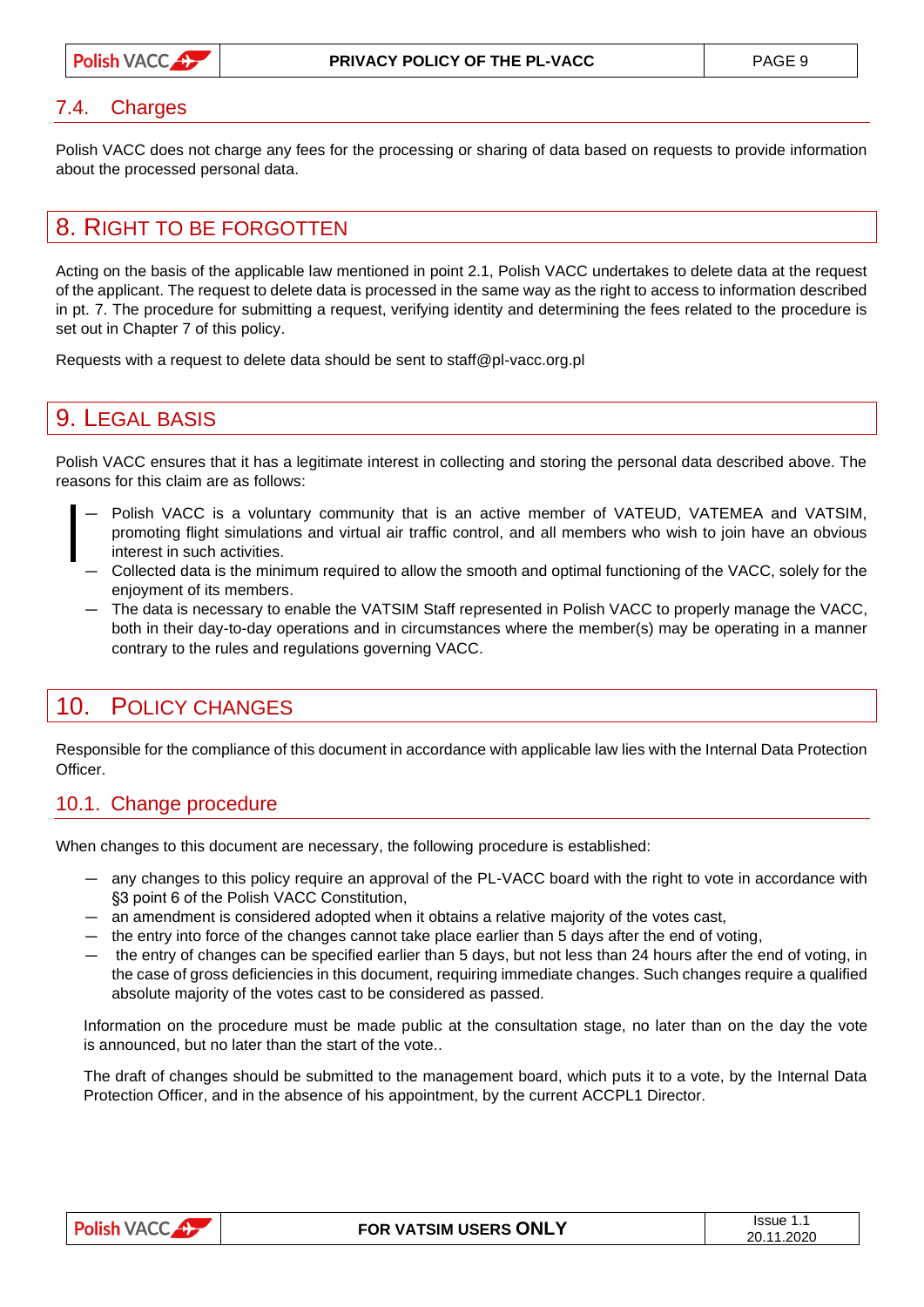### 7.4. Charges

Polish VACC does not charge any fees for the processing or sharing of data based on requests to provide information about the processed personal data.

## 8. Right to be forgotten

Acting on the basis of the applicable law mentioned in point 2.1, Polish VACC undertakes to delete data at the request of the applicant. The request to delete data is processed in the same way as the right to access to information described in pt. 7. The procedure for submitting a request, verifying identity and determining the fees related to the procedure is set out in Chapter 7 of this policy.

Requests with a request to delete data should be sent to staff@pl-vacc.org.pl

## 9. Legal basis

Polish VACC ensures that it has a legitimate interest in collecting and storing the personal data described above. The reasons for this claim are as follows:

- Polish VACC is a voluntary community that is an active member of VATEUD, VATEMEA and VATSIM, promoting flight simulations and virtual air traffic control, and all members who wish to join have an obvious interest in such activities.
- Collected data is the minimum required to allow the smooth and optimal functioning of the VACC, solely for the enjoyment of its members.
- The data is necessary to enable the VATSIM Staff represented in Polish VACC to properly manage the VACC, both in their day-to-day operations and in circumstances where the member(s) may be operating in a manner contrary to the rules and regulations governing VACC.

## 10. Policy changes

Responsible for the compliance of this document in accordance with applicable law lies with the Internal Data Protection Officer.

### 10.1. Change procedure

When changes to this document are necessary, the following procedure is established:

- any changes to this policy require an approval of the PL-VACC board with the right to vote in accordance with §3 point 6 of the Polish VACC Constitution,
- an amendment is considered adopted when it obtains a relative majority of the votes cast,
- the entry into force of the changes cannot take place earlier than 5 days after the end of voting,
- the entry of changes can be specified earlier than 5 days, but not less than 24 hours after the end of voting, in the case of gross deficiencies in this document, requiring immediate changes. Such changes require a qualified absolute majority of the votes cast to be considered as passed.

Information on the procedure must be made public at the consultation stage, no later than on the day the vote is announced, but no later than the start of the vote..

The draft of changes should be submitted to the management board, which puts it to a vote, by the Internal Data Protection Officer, and in the absence of his appointment, by the current ACCPL1 Director.